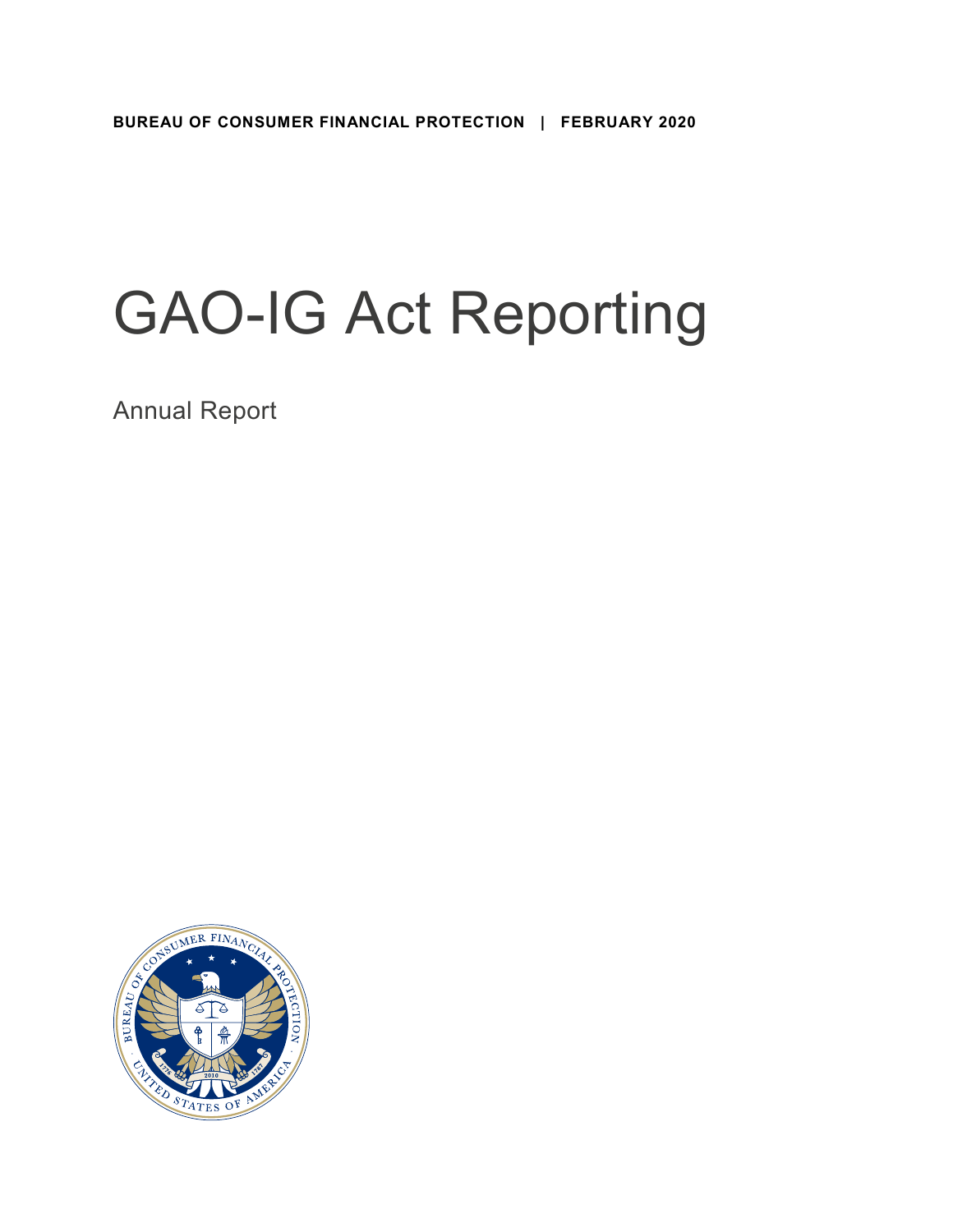**BUREAU OF CONSUMER FINANCIAL PROTECTION | FEBRUARY 2020**

# GAO-IG Act Reporting

Annual Report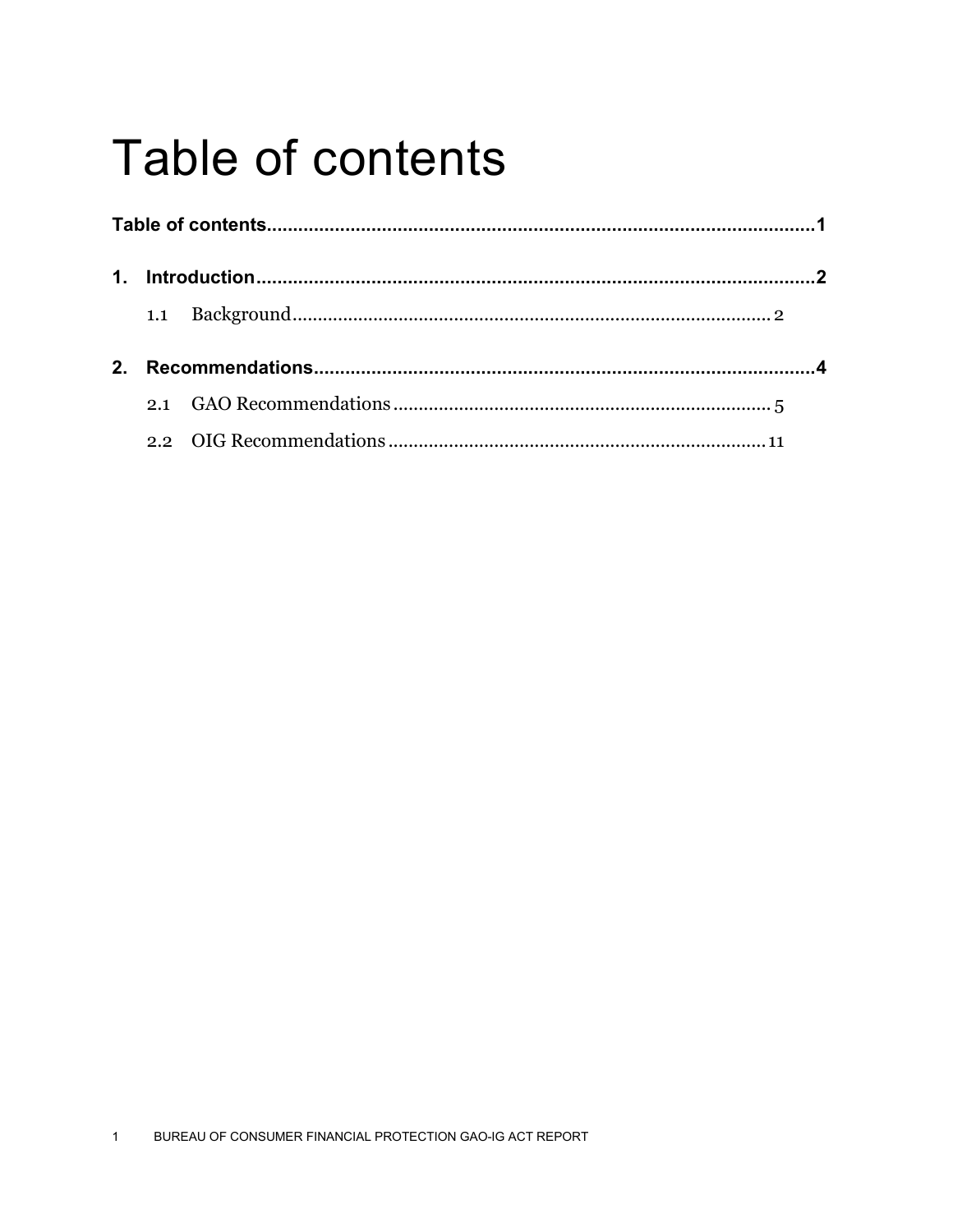# Table of contents

**Table of contents**......................................................................................................**1**

**1. Introduction**..........................................................................................................**2**

1.1 Background............................................................................................ 2

**2. Recommendations**...............................................................................................**4**

2.1 GAO Recommendations......................................................................... 5

2.2 OIG Recommendations......................................................................... 11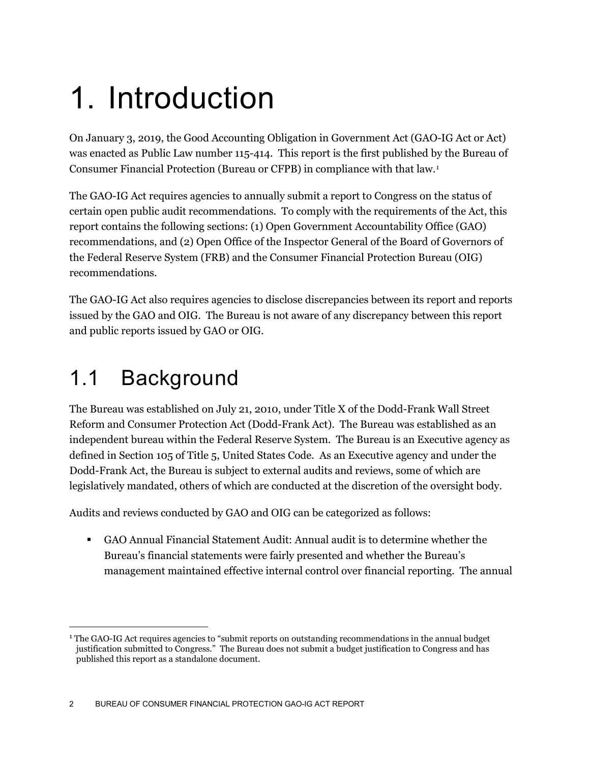# 1. Introduction

On January 3, 2019, the Good Accounting Obligation in Government Act (GAO-IG Act or Act) was enacted as Public Law number 115-414. This report is the first published by the Bureau of Consumer Financial Protection (Bureau or CFPB) in compliance with that law.[1]

The GAO-IG Act requires agencies to annually submit a report to Congress on the status of certain open public audit recommendations. To comply with the requirements of the Act, this report contains the following sections: (1) Open Government Accountability Office (GAO) recommendations, and (2) Open Office of the Inspector General of the Board of Governors of the Federal Reserve System (FRB) and the Consumer Financial Protection Bureau (OIG) recommendations.

The GAO-IG Act also requires agencies to disclose discrepancies between its report and reports issued by the GAO and OIG. The Bureau is not aware of any discrepancy between this report and public reports issued by GAO or OIG.

## 1.1 Background

The Bureau was established on July 21, 2010, under Title X of the Dodd-Frank Wall Street Reform and Consumer Protection Act (Dodd-Frank Act). The Bureau was established as an independent bureau within the Federal Reserve System. The Bureau is an Executive agency as defined in Section 105 of Title 5, United States Code. As an Executive agency and under the Dodd-Frank Act, the Bureau is subject to external audits and reviews, some of which are legislatively mandated, others of which are conducted at the discretion of the oversight body.

Audits and reviews conducted by GAO and OIG can be categorized as follows:

- GAO Annual Financial Statement Audit: Annual audit is to determine whether the Bureau's financial statements were fairly presented and whether the Bureau's management maintained effective internal control over financial reporting. The annual

[1] The GAO-IG Act requires agencies to "submit reports on outstanding recommendations in the annual budget justification submitted to Congress." The Bureau does not submit a budget justification to Congress and has published this report as a standalone document.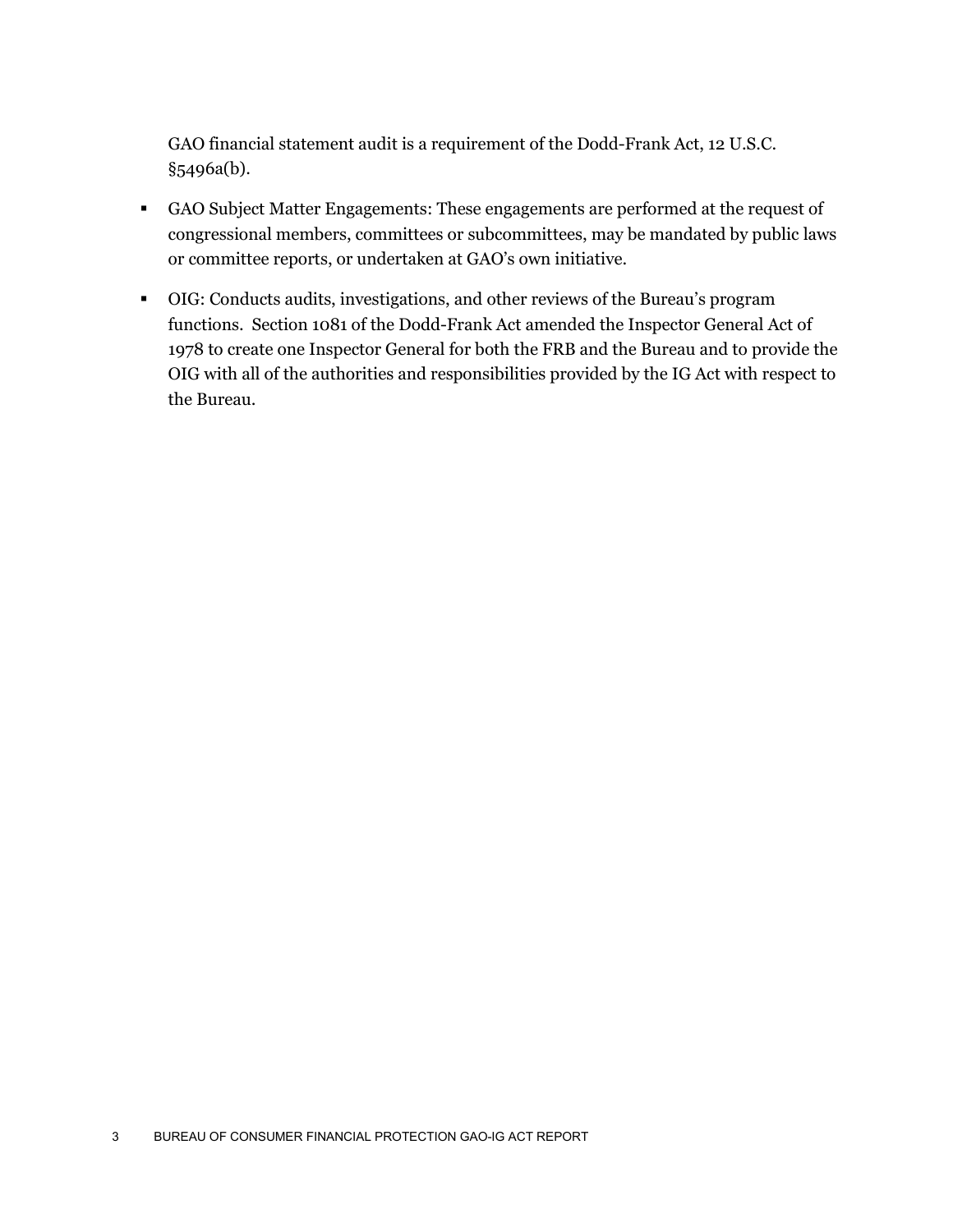GAO financial statement audit is a requirement of the Dodd-Frank Act, 12 U.S.C. §5496a(b).

- GAO Subject Matter Engagements: These engagements are performed at the request of congressional members, committees or subcommittees, may be mandated by public laws or committee reports, or undertaken at GAO's own initiative.
- OIG: Conducts audits, investigations, and other reviews of the Bureau's program functions. Section 1081 of the Dodd-Frank Act amended the Inspector General Act of 1978 to create one Inspector General for both the FRB and the Bureau and to provide the OIG with all of the authorities and responsibilities provided by the IG Act with respect to the Bureau.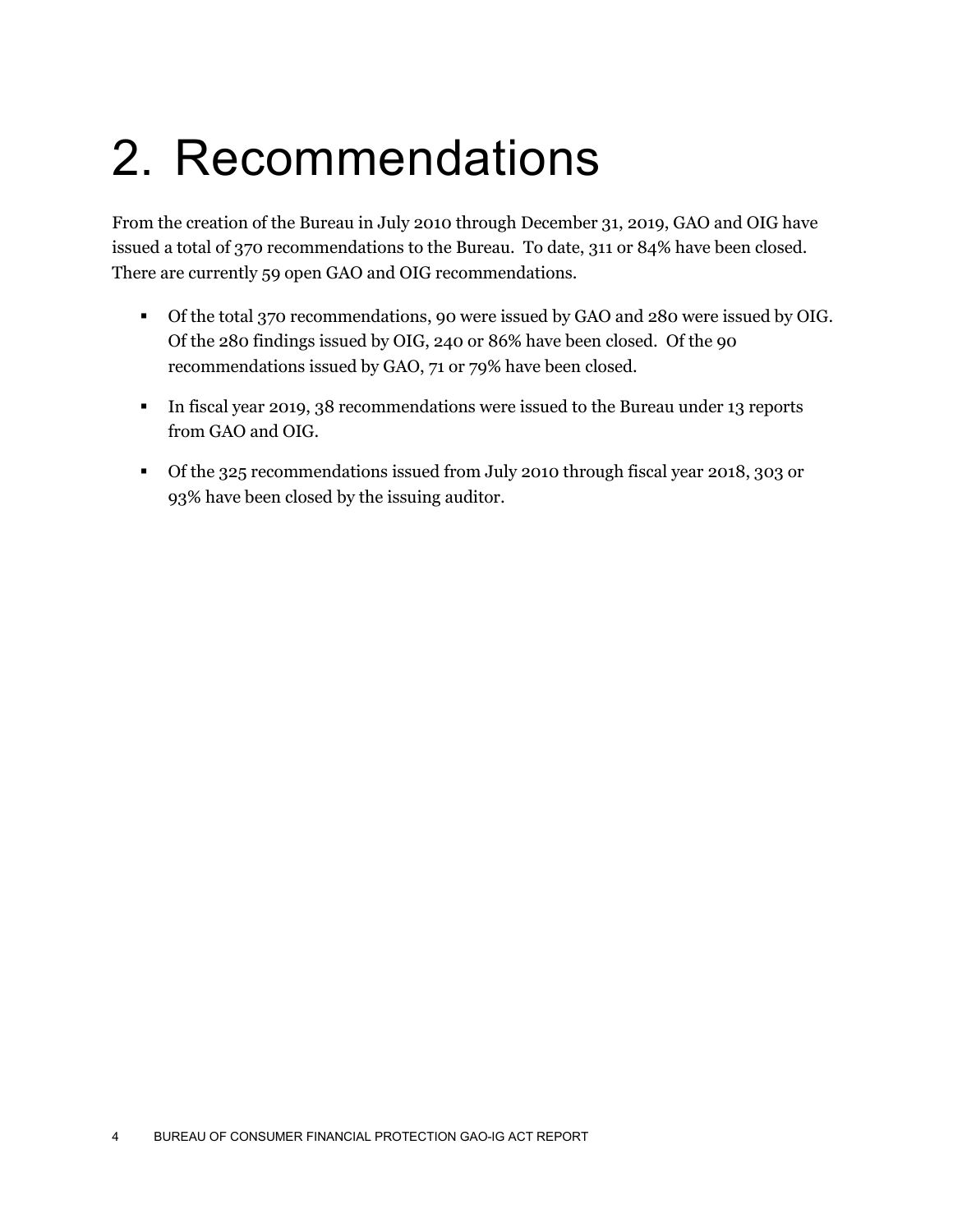# 2. Recommendations

From the creation of the Bureau in July 2010 through December 31, 2019, GAO and OIG have issued a total of 370 recommendations to the Bureau. To date, 311 or 84% have been closed. There are currently 59 open GAO and OIG recommendations.

- Of the total 370 recommendations, 90 were issued by GAO and 280 were issued by OIG. Of the 280 findings issued by OIG, 240 or 86% have been closed. Of the 90 recommendations issued by GAO, 71 or 79% have been closed.
- In fiscal year 2019, 38 recommendations were issued to the Bureau under 13 reports from GAO and OIG.
- Of the 325 recommendations issued from July 2010 through fiscal year 2018, 303 or 93% have been closed by the issuing auditor.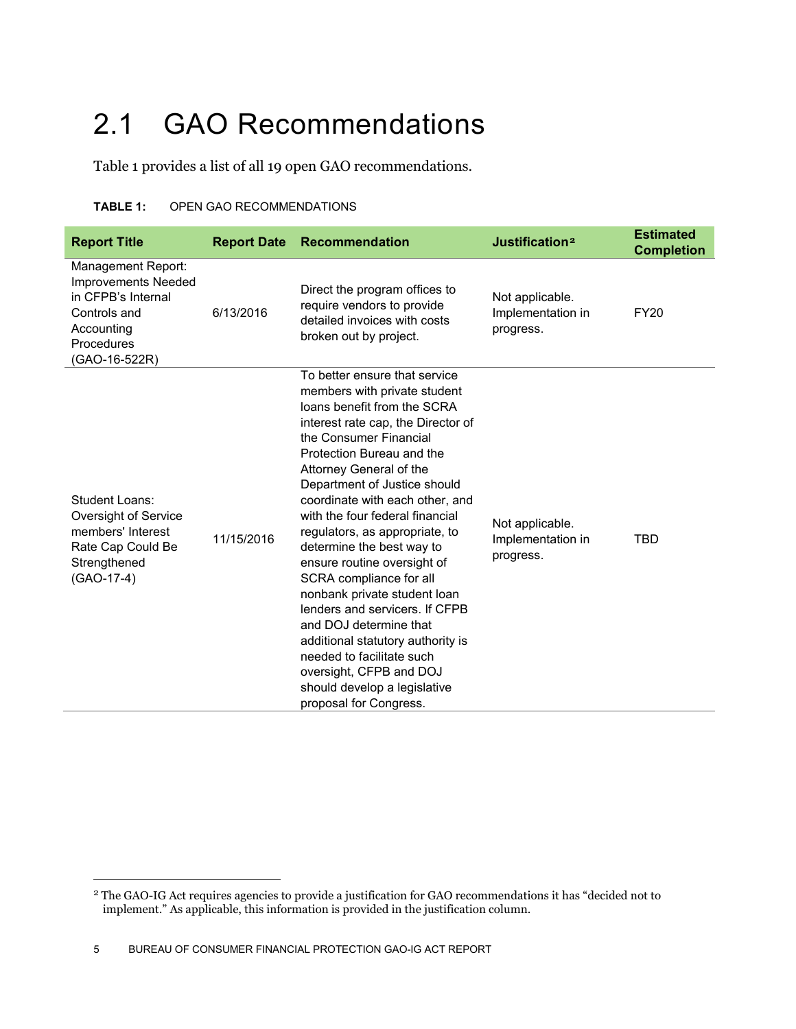## 2.1 GAO Recommendations

Table 1 provides a list of all 19 open GAO recommendations.

**TABLE 1:** OPEN GAO RECOMMENDATIONS

| Report Title | Report Date | Recommendation | Justification[2] | Estimated Completion |
|---|---|---|---|---|
| Management Report: Improvements Needed in CFPB's Internal Controls and Accounting Procedures (GAO-16-522R) | 6/13/2016 | Direct the program offices to require vendors to provide detailed invoices with costs broken out by project. | Not applicable. Implementation in progress. | FY20 |
| Student Loans: Oversight of Service members' Interest Rate Cap Could Be Strengthened (GAO-17-4) | 11/15/2016 | To better ensure that service members with private student loans benefit from the SCRA interest rate cap, the Director of the Consumer Financial Protection Bureau and the Attorney General of the Department of Justice should coordinate with each other, and with the four federal financial regulators, as appropriate, to determine the best way to ensure routine oversight of SCRA compliance for all nonbank private student loan lenders and servicers. If CFPB and DOJ determine that additional statutory authority is needed to facilitate such oversight, CFPB and DOJ should develop a legislative proposal for Congress. | Not applicable. Implementation in progress. | TBD |

[2] The GAO-IG Act requires agencies to provide a justification for GAO recommendations it has "decided not to implement." As applicable, this information is provided in the justification column.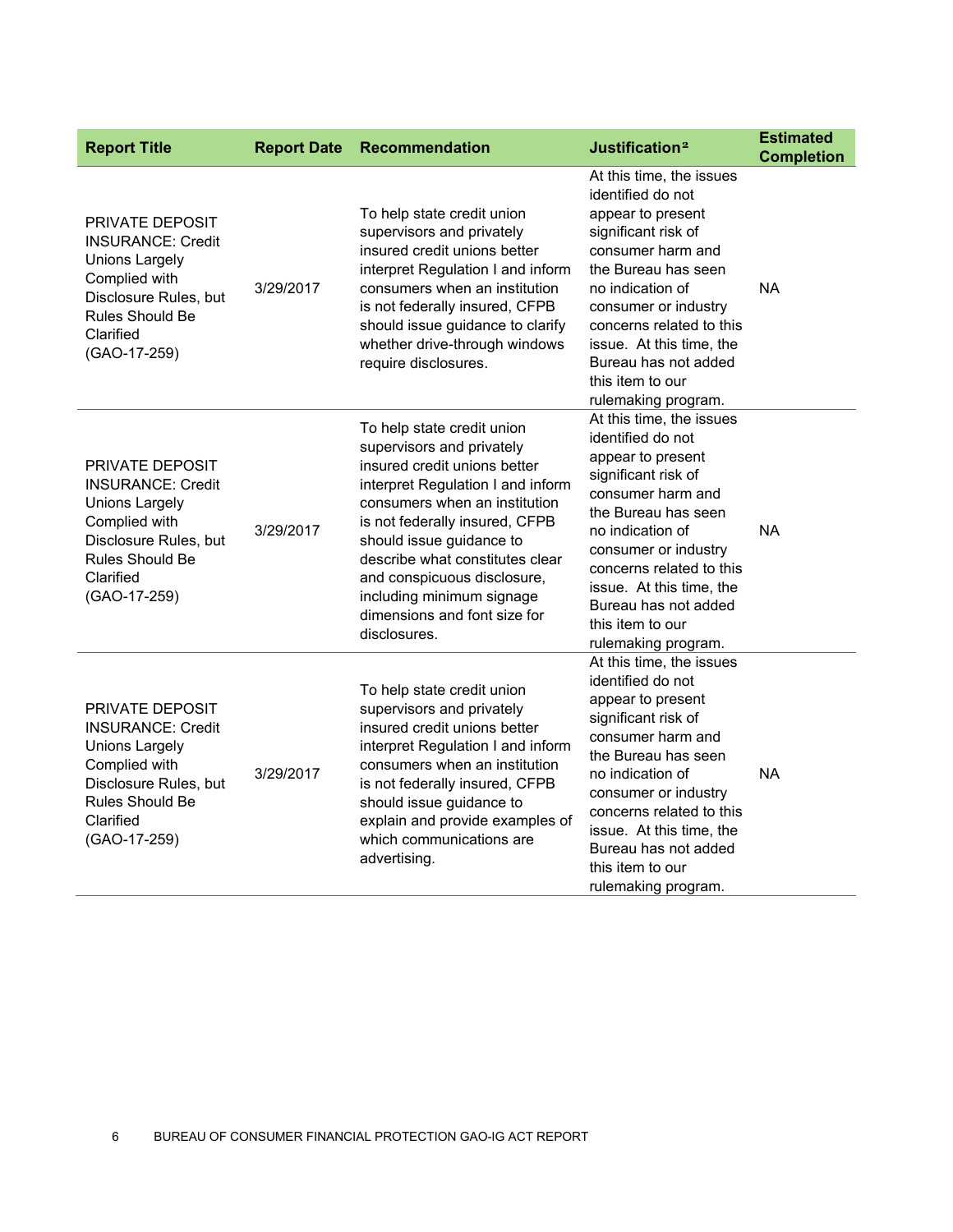| Report Title | Report Date | Recommendation | Justification[2] | Estimated Completion |
|---|---|---|---|---|
| PRIVATE DEPOSIT INSURANCE: Credit Unions Largely Complied with Disclosure Rules, but Rules Should Be Clarified (GAO-17-259) | 3/29/2017 | To help state credit union supervisors and privately insured credit unions better interpret Regulation I and inform consumers when an institution is not federally insured, CFPB should issue guidance to clarify whether drive-through windows require disclosures. | At this time, the issues identified do not appear to present significant risk of consumer harm and the Bureau has seen no indication of consumer or industry concerns related to this issue. At this time, the Bureau has not added this item to our rulemaking program. | NA |
| PRIVATE DEPOSIT INSURANCE: Credit Unions Largely Complied with Disclosure Rules, but Rules Should Be Clarified (GAO-17-259) | 3/29/2017 | To help state credit union supervisors and privately insured credit unions better interpret Regulation I and inform consumers when an institution is not federally insured, CFPB should issue guidance to describe what constitutes clear and conspicuous disclosure, including minimum signage dimensions and font size for disclosures. | At this time, the issues identified do not appear to present significant risk of consumer harm and the Bureau has seen no indication of consumer or industry concerns related to this issue. At this time, the Bureau has not added this item to our rulemaking program. | NA |
| PRIVATE DEPOSIT INSURANCE: Credit Unions Largely Complied with Disclosure Rules, but Rules Should Be Clarified (GAO-17-259) | 3/29/2017 | To help state credit union supervisors and privately insured credit unions better interpret Regulation I and inform consumers when an institution is not federally insured, CFPB should issue guidance to explain and provide examples of which communications are advertising. | At this time, the issues identified do not appear to present significant risk of consumer harm and the Bureau has seen no indication of consumer or industry concerns related to this issue. At this time, the Bureau has not added this item to our rulemaking program. | NA |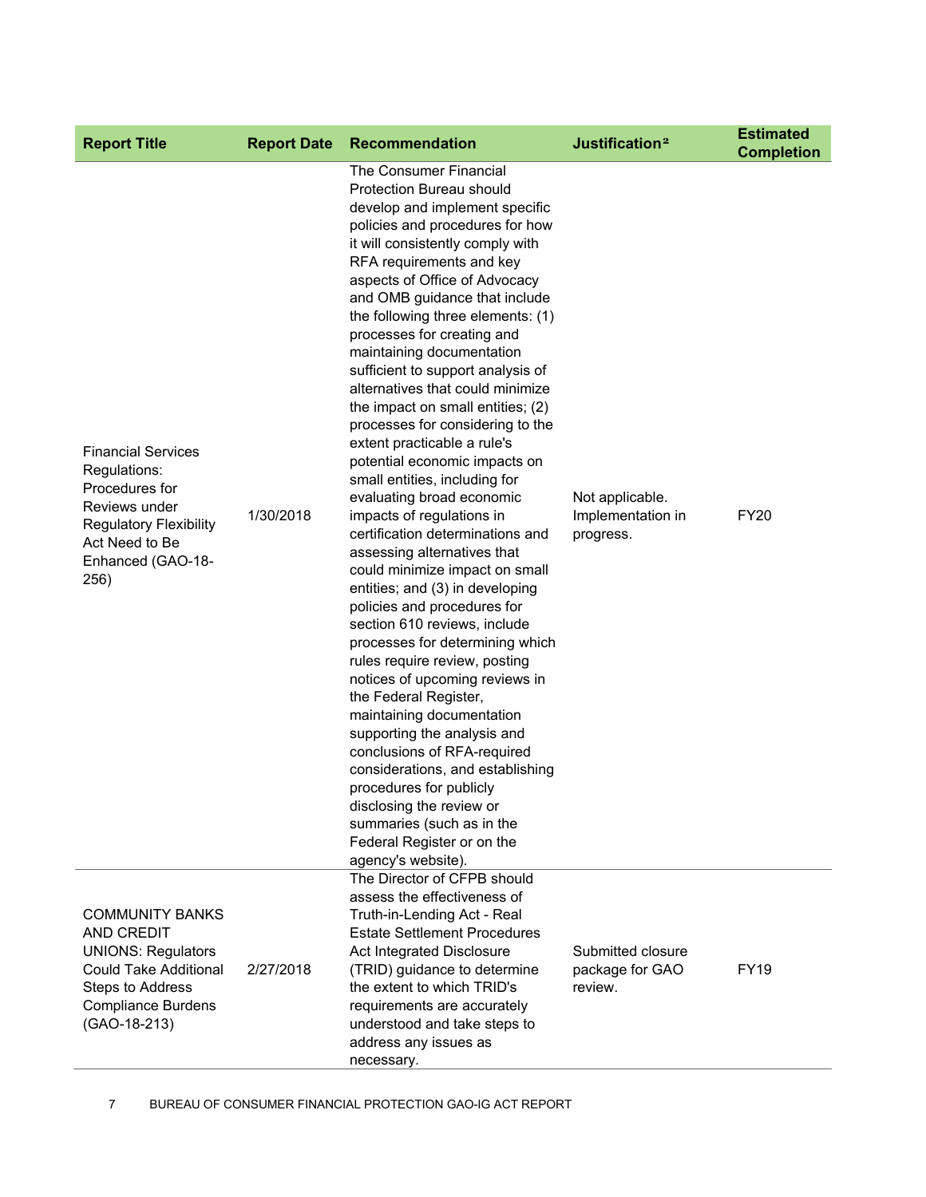| Report Title | Report Date | Recommendation | Justification[2] | Estimated Completion |
|---|---|---|---|---|
| Financial Services Regulations: Procedures for Reviews under Regulatory Flexibility Act Need to Be Enhanced (GAO-18-256) | 1/30/2018 | The Consumer Financial Protection Bureau should develop and implement specific policies and procedures for how it will consistently comply with RFA requirements and key aspects of Office of Advocacy and OMB guidance that include the following three elements: (1) processes for creating and maintaining documentation sufficient to support analysis of alternatives that could minimize the impact on small entities; (2) processes for considering to the extent practicable a rule's potential economic impacts on small entities, including for evaluating broad economic impacts of regulations in certification determinations and assessing alternatives that could minimize impact on small entities; and (3) in developing policies and procedures for section 610 reviews, include processes for determining which rules require review, posting notices of upcoming reviews in the Federal Register, maintaining documentation supporting the analysis and conclusions of RFA-required considerations, and establishing procedures for publicly disclosing the review or summaries (such as in the Federal Register or on the agency's website). | Not applicable. Implementation in progress. | FY20 |
| COMMUNITY BANKS AND CREDIT UNIONS: Regulators Could Take Additional Steps to Address Compliance Burdens (GAO-18-213) | 2/27/2018 | The Director of CFPB should assess the effectiveness of Truth-in-Lending Act - Real Estate Settlement Procedures Act Integrated Disclosure (TRID) guidance to determine the extent to which TRID's requirements are accurately understood and take steps to address any issues as necessary. | Submitted closure package for GAO review. | FY19 |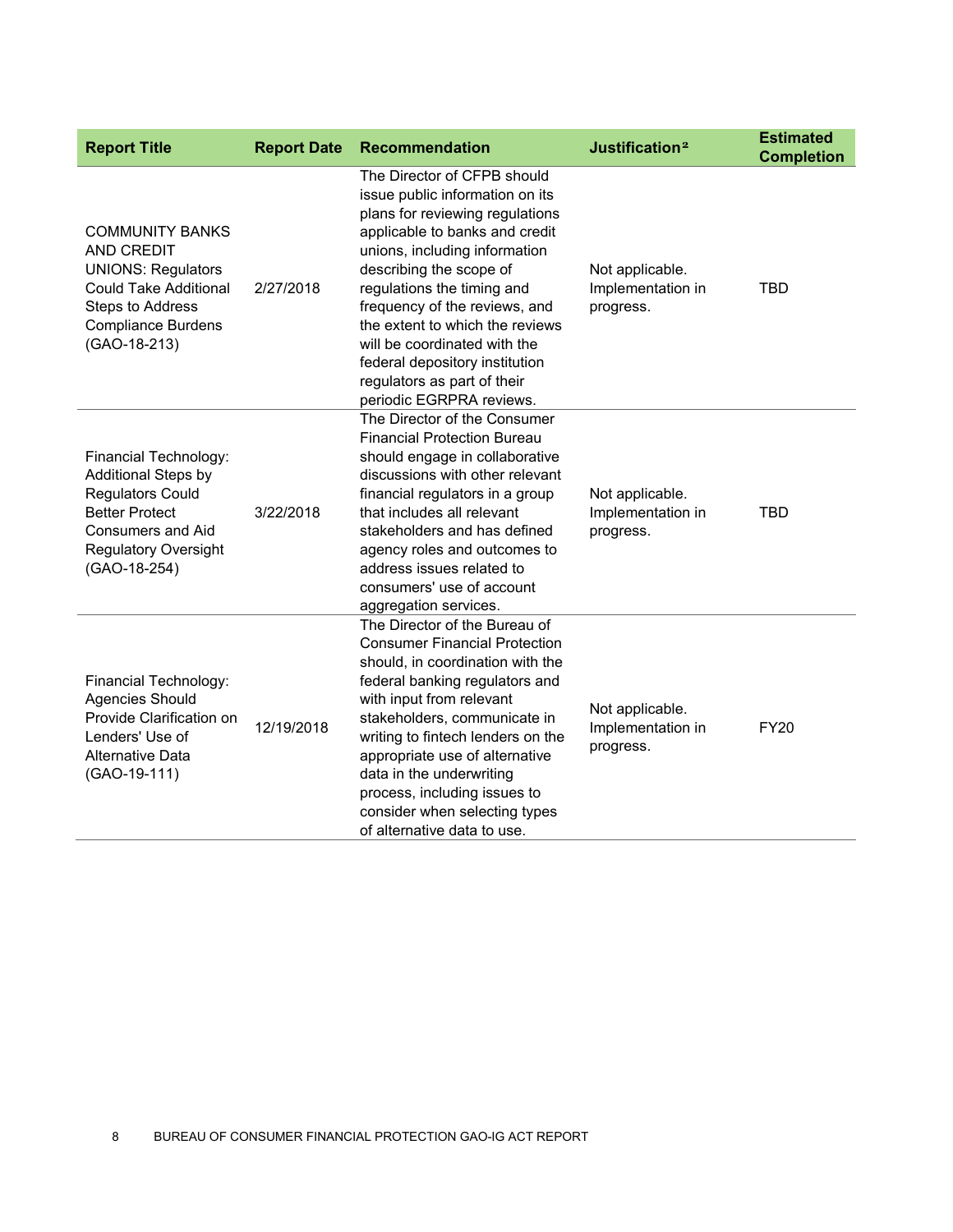| Report Title | Report Date | Recommendation | Justification[2] | Estimated Completion |
|---|---|---|---|---|
| COMMUNITY BANKS AND CREDIT UNIONS: Regulators Could Take Additional Steps to Address Compliance Burdens (GAO-18-213) | 2/27/2018 | The Director of CFPB should issue public information on its plans for reviewing regulations applicable to banks and credit unions, including information describing the scope of regulations the timing and frequency of the reviews, and the extent to which the reviews will be coordinated with the federal depository institution regulators as part of their periodic EGRPRA reviews. | Not applicable. Implementation in progress. | TBD |
| Financial Technology: Additional Steps by Regulators Could Better Protect Consumers and Aid Regulatory Oversight (GAO-18-254) | 3/22/2018 | The Director of the Consumer Financial Protection Bureau should engage in collaborative discussions with other relevant financial regulators in a group that includes all relevant stakeholders and has defined agency roles and outcomes to address issues related to consumers' use of account aggregation services. | Not applicable. Implementation in progress. | TBD |
| Financial Technology: Agencies Should Provide Clarification on Lenders' Use of Alternative Data (GAO-19-111) | 12/19/2018 | The Director of the Bureau of Consumer Financial Protection should, in coordination with the federal banking regulators and with input from relevant stakeholders, communicate in writing to fintech lenders on the appropriate use of alternative data in the underwriting process, including issues to consider when selecting types of alternative data to use. | Not applicable. Implementation in progress. | FY20 |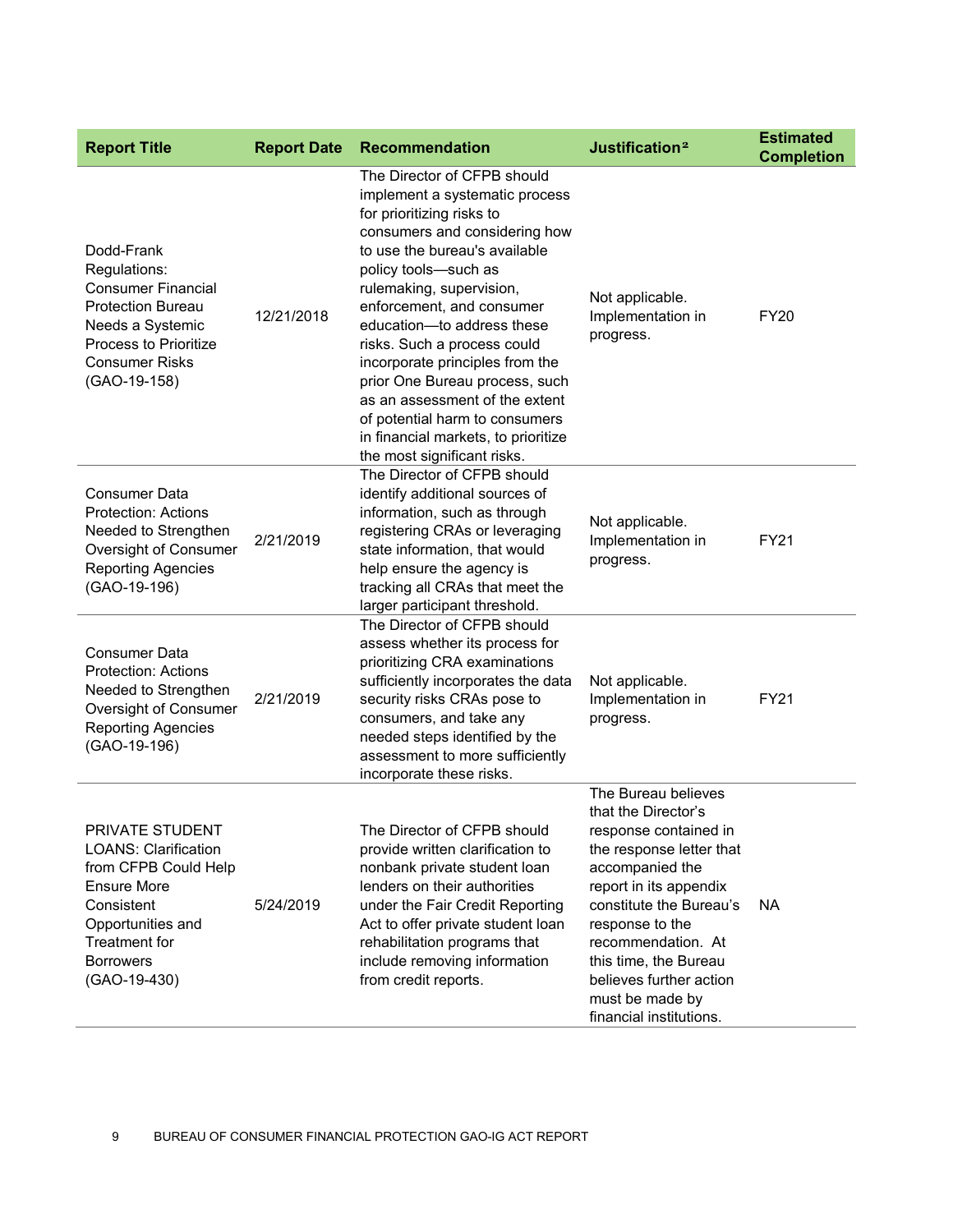| Report Title | Report Date | Recommendation | Justification[2] | Estimated Completion |
|---|---|---|---|---|
| Dodd-Frank Regulations: Consumer Financial Protection Bureau Needs a Systemic Process to Prioritize Consumer Risks (GAO-19-158) | 12/21/2018 | The Director of CFPB should implement a systematic process for prioritizing risks to consumers and considering how to use the bureau's available policy tools—such as rulemaking, supervision, enforcement, and consumer education—to address these risks. Such a process could incorporate principles from the prior One Bureau process, such as an assessment of the extent of potential harm to consumers in financial markets, to prioritize the most significant risks. | Not applicable. Implementation in progress. | FY20 |
| Consumer Data Protection: Actions Needed to Strengthen Oversight of Consumer Reporting Agencies (GAO-19-196) | 2/21/2019 | The Director of CFPB should identify additional sources of information, such as through registering CRAs or leveraging state information, that would help ensure the agency is tracking all CRAs that meet the larger participant threshold. | Not applicable. Implementation in progress. | FY21 |
| Consumer Data Protection: Actions Needed to Strengthen Oversight of Consumer Reporting Agencies (GAO-19-196) | 2/21/2019 | The Director of CFPB should assess whether its process for prioritizing CRA examinations sufficiently incorporates the data security risks CRAs pose to consumers, and take any needed steps identified by the assessment to more sufficiently incorporate these risks. | Not applicable. Implementation in progress. | FY21 |
| PRIVATE STUDENT LOANS: Clarification from CFPB Could Help Ensure More Consistent Opportunities and Treatment for Borrowers (GAO-19-430) | 5/24/2019 | The Director of CFPB should provide written clarification to nonbank private student loan lenders on their authorities under the Fair Credit Reporting Act to offer private student loan rehabilitation programs that include removing information from credit reports. | The Bureau believes that the Director's response contained in the response letter that accompanied the report in its appendix constitute the Bureau's response to the recommendation. At this time, the Bureau believes further action must be made by financial institutions. | NA |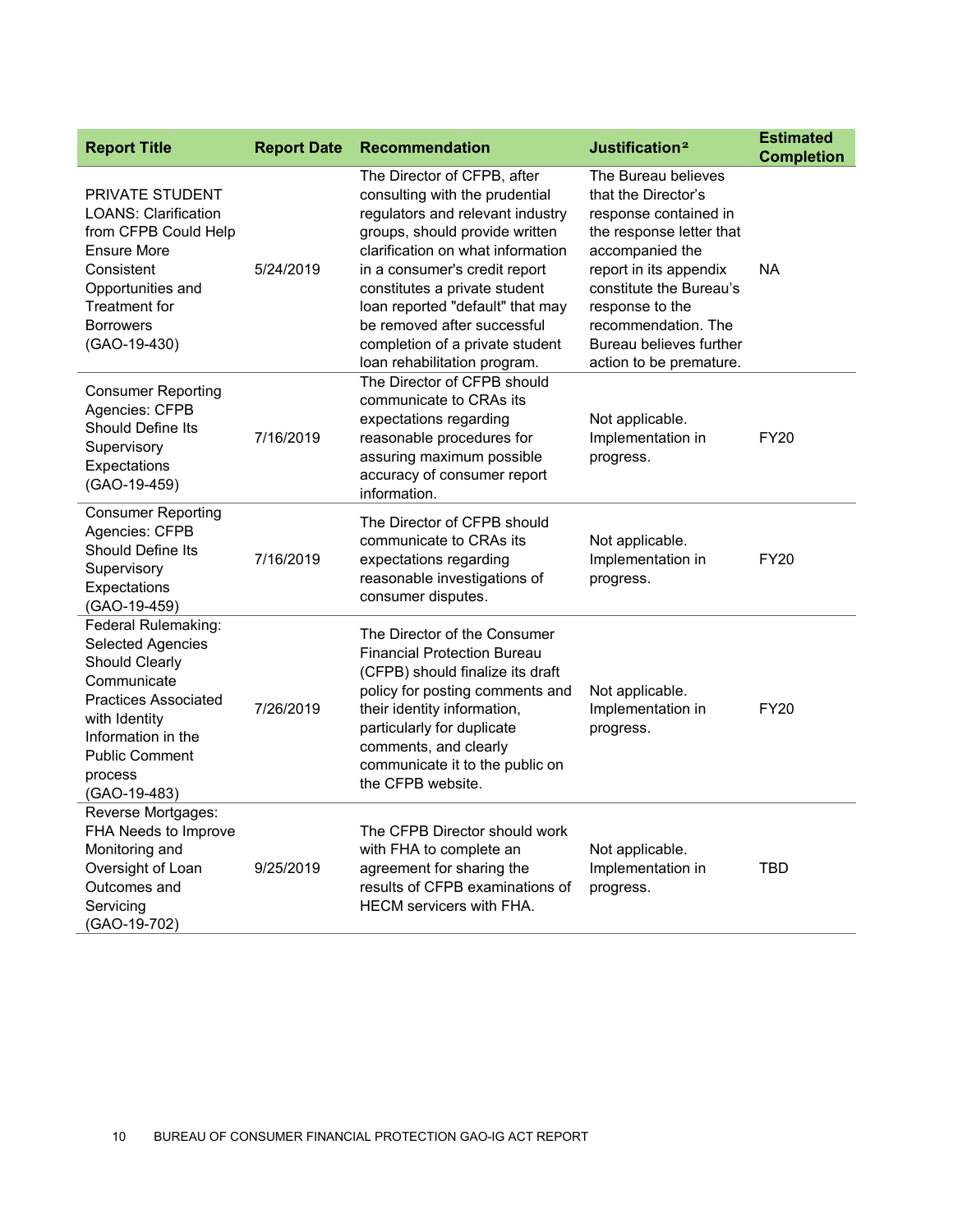| Report Title | Report Date | Recommendation | Justification[2] | Estimated Completion |
|---|---|---|---|---|
| PRIVATE STUDENT LOANS: Clarification from CFPB Could Help Ensure More Consistent Opportunities and Treatment for Borrowers (GAO-19-430) | 5/24/2019 | The Director of CFPB, after consulting with the prudential regulators and relevant industry groups, should provide written clarification on what information in a consumer's credit report constitutes a private student loan reported "default" that may be removed after successful completion of a private student loan rehabilitation program. | The Bureau believes that the Director's response contained in the response letter that accompanied the report in its appendix constitute the Bureau's response to the recommendation. The Bureau believes further action to be premature. | NA |
| Consumer Reporting Agencies: CFPB Should Define Its Supervisory Expectations (GAO-19-459) | 7/16/2019 | The Director of CFPB should communicate to CRAs its expectations regarding reasonable procedures for assuring maximum possible accuracy of consumer report information. | Not applicable. Implementation in progress. | FY20 |
| Consumer Reporting Agencies: CFPB Should Define Its Supervisory Expectations (GAO-19-459) | 7/16/2019 | The Director of CFPB should communicate to CRAs its expectations regarding reasonable investigations of consumer disputes. | Not applicable. Implementation in progress. | FY20 |
| Federal Rulemaking: Selected Agencies Should Clearly Communicate Practices Associated with Identity Information in the Public Comment process (GAO-19-483) | 7/26/2019 | The Director of the Consumer Financial Protection Bureau (CFPB) should finalize its draft policy for posting comments and their identity information, particularly for duplicate comments, and clearly communicate it to the public on the CFPB website. | Not applicable. Implementation in progress. | FY20 |
| Reverse Mortgages: FHA Needs to Improve Monitoring and Oversight of Loan Outcomes and Servicing (GAO-19-702) | 9/25/2019 | The CFPB Director should work with FHA to complete an agreement for sharing the results of CFPB examinations of HECM servicers with FHA. | Not applicable. Implementation in progress. | TBD |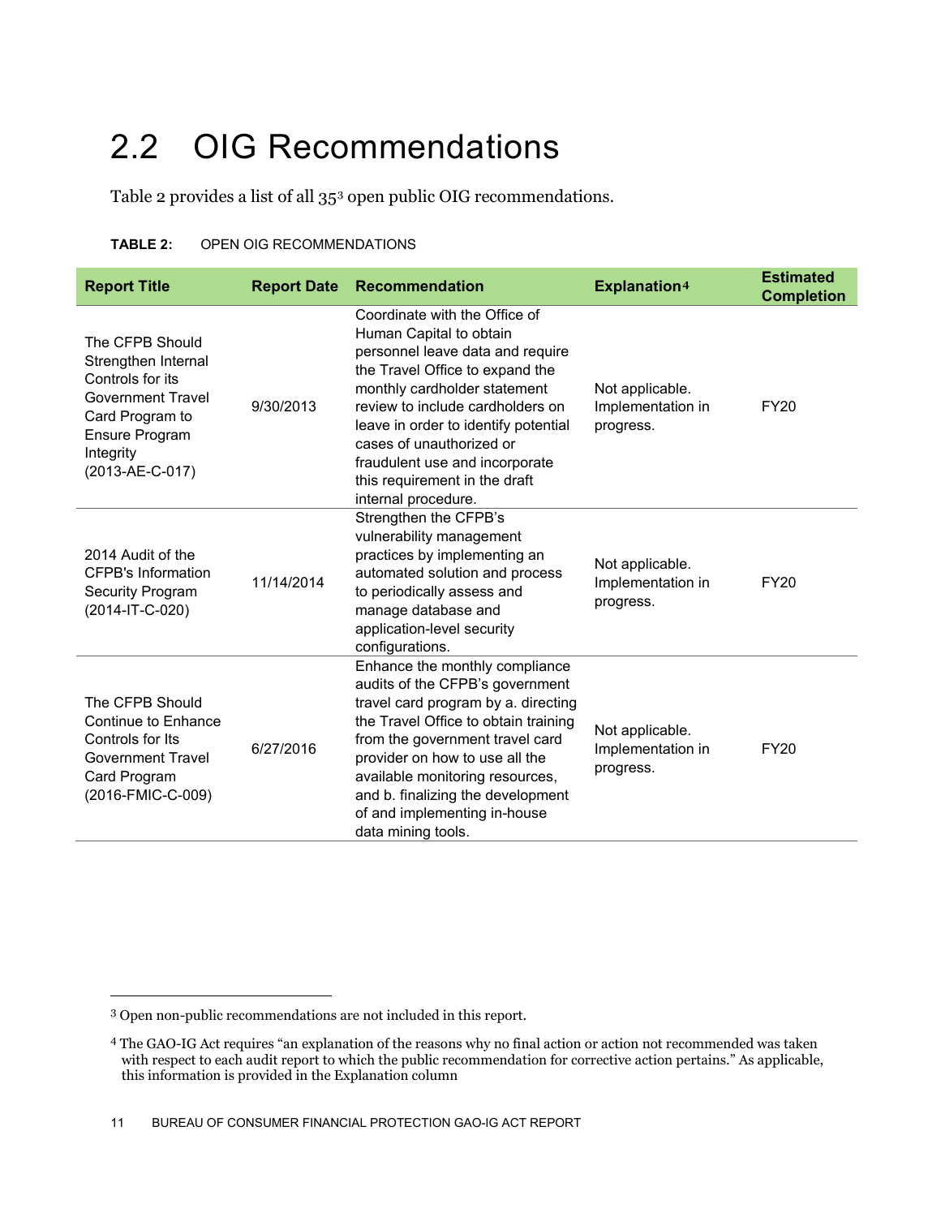## 2.2 OIG Recommendations

Table 2 provides a list of all 35[3] open public OIG recommendations.

**TABLE 2:** OPEN OIG RECOMMENDATIONS

| Report Title | Report Date | Recommendation | Explanation[4] | Estimated Completion |
|---|---|---|---|---|
| The CFPB Should Strengthen Internal Controls for its Government Travel Card Program to Ensure Program Integrity (2013-AE-C-017) | 9/30/2013 | Coordinate with the Office of Human Capital to obtain personnel leave data and require the Travel Office to expand the monthly cardholder statement review to include cardholders on leave in order to identify potential cases of unauthorized or fraudulent use and incorporate this requirement in the draft internal procedure. | Not applicable. Implementation in progress. | FY20 |
| 2014 Audit of the CFPB's Information Security Program (2014-IT-C-020) | 11/14/2014 | Strengthen the CFPB's vulnerability management practices by implementing an automated solution and process to periodically assess and manage database and application-level security configurations. | Not applicable. Implementation in progress. | FY20 |
| The CFPB Should Continue to Enhance Controls for Its Government Travel Card Program (2016-FMIC-C-009) | 6/27/2016 | Enhance the monthly compliance audits of the CFPB's government travel card program by a. directing the Travel Office to obtain training from the government travel card provider on how to use all the available monitoring resources, and b. finalizing the development of and implementing in-house data mining tools. | Not applicable. Implementation in progress. | FY20 |

[3] Open non-public recommendations are not included in this report.

[4] The GAO-IG Act requires "an explanation of the reasons why no final action or action not recommended was taken with respect to each audit report to which the public recommendation for corrective action pertains." As applicable, this information is provided in the Explanation column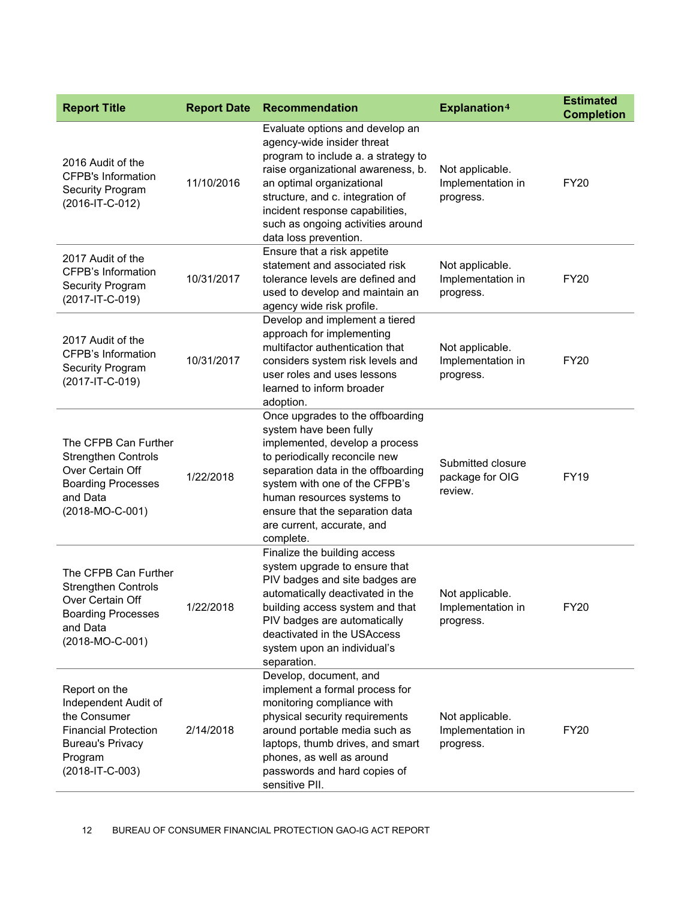| Report Title | Report Date | Recommendation | Explanation[4] | Estimated Completion |
|---|---|---|---|---|
| 2016 Audit of the CFPB's Information Security Program (2016-IT-C-012) | 11/10/2016 | Evaluate options and develop an agency-wide insider threat program to include a. a strategy to raise organizational awareness, b. an optimal organizational structure, and c. integration of incident response capabilities, such as ongoing activities around data loss prevention. | Not applicable. Implementation in progress. | FY20 |
| 2017 Audit of the CFPB's Information Security Program (2017-IT-C-019) | 10/31/2017 | Ensure that a risk appetite statement and associated risk tolerance levels are defined and used to develop and maintain an agency wide risk profile. | Not applicable. Implementation in progress. | FY20 |
| 2017 Audit of the CFPB's Information Security Program (2017-IT-C-019) | 10/31/2017 | Develop and implement a tiered approach for implementing multifactor authentication that considers system risk levels and user roles and uses lessons learned to inform broader adoption. | Not applicable. Implementation in progress. | FY20 |
| The CFPB Can Further Strengthen Controls Over Certain Off Boarding Processes and Data (2018-MO-C-001) | 1/22/2018 | Once upgrades to the offboarding system have been fully implemented, develop a process to periodically reconcile new separation data in the offboarding system with one of the CFPB's human resources systems to ensure that the separation data are current, accurate, and complete. | Submitted closure package for OIG review. | FY19 |
| The CFPB Can Further Strengthen Controls Over Certain Off Boarding Processes and Data (2018-MO-C-001) | 1/22/2018 | Finalize the building access system upgrade to ensure that PIV badges and site badges are automatically deactivated in the building access system and that PIV badges are automatically deactivated in the USAccess system upon an individual's separation. | Not applicable. Implementation in progress. | FY20 |
| Report on the Independent Audit of the Consumer Financial Protection Bureau's Privacy Program (2018-IT-C-003) | 2/14/2018 | Develop, document, and implement a formal process for monitoring compliance with physical security requirements around portable media such as laptops, thumb drives, and smart phones, as well as around passwords and hard copies of sensitive PII. | Not applicable. Implementation in progress. | FY20 |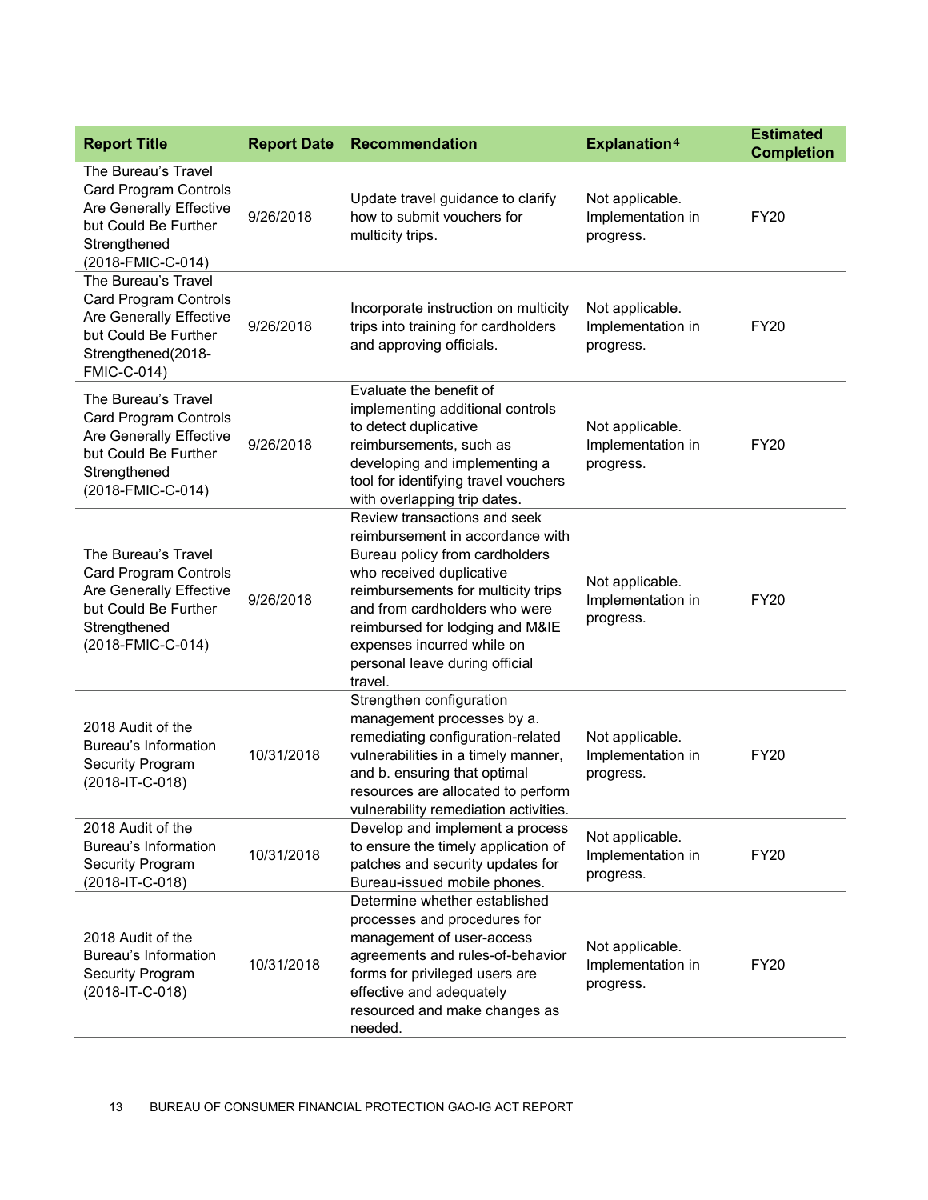| Report Title | Report Date | Recommendation | Explanation[4] | Estimated Completion |
|---|---|---|---|---|
| The Bureau's Travel Card Program Controls Are Generally Effective but Could Be Further Strengthened (2018-FMIC-C-014) | 9/26/2018 | Update travel guidance to clarify how to submit vouchers for multicity trips. | Not applicable. Implementation in progress. | FY20 |
| The Bureau's Travel Card Program Controls Are Generally Effective but Could Be Further Strengthened(2018-FMIC-C-014) | 9/26/2018 | Incorporate instruction on multicity trips into training for cardholders and approving officials. | Not applicable. Implementation in progress. | FY20 |
| The Bureau's Travel Card Program Controls Are Generally Effective but Could Be Further Strengthened (2018-FMIC-C-014) | 9/26/2018 | Evaluate the benefit of implementing additional controls to detect duplicative reimbursements, such as developing and implementing a tool for identifying travel vouchers with overlapping trip dates. | Not applicable. Implementation in progress. | FY20 |
| The Bureau's Travel Card Program Controls Are Generally Effective but Could Be Further Strengthened (2018-FMIC-C-014) | 9/26/2018 | Review transactions and seek reimbursement in accordance with Bureau policy from cardholders who received duplicative reimbursements for multicity trips and from cardholders who were reimbursed for lodging and M&IE expenses incurred while on personal leave during official travel. | Not applicable. Implementation in progress. | FY20 |
| 2018 Audit of the Bureau's Information Security Program (2018-IT-C-018) | 10/31/2018 | Strengthen configuration management processes by a. remediating configuration-related vulnerabilities in a timely manner, and b. ensuring that optimal resources are allocated to perform vulnerability remediation activities. | Not applicable. Implementation in progress. | FY20 |
| 2018 Audit of the Bureau's Information Security Program (2018-IT-C-018) | 10/31/2018 | Develop and implement a process to ensure the timely application of patches and security updates for Bureau-issued mobile phones. | Not applicable. Implementation in progress. | FY20 |
| 2018 Audit of the Bureau's Information Security Program (2018-IT-C-018) | 10/31/2018 | Determine whether established processes and procedures for management of user-access agreements and rules-of-behavior forms for privileged users are effective and adequately resourced and make changes as needed. | Not applicable. Implementation in progress. | FY20 |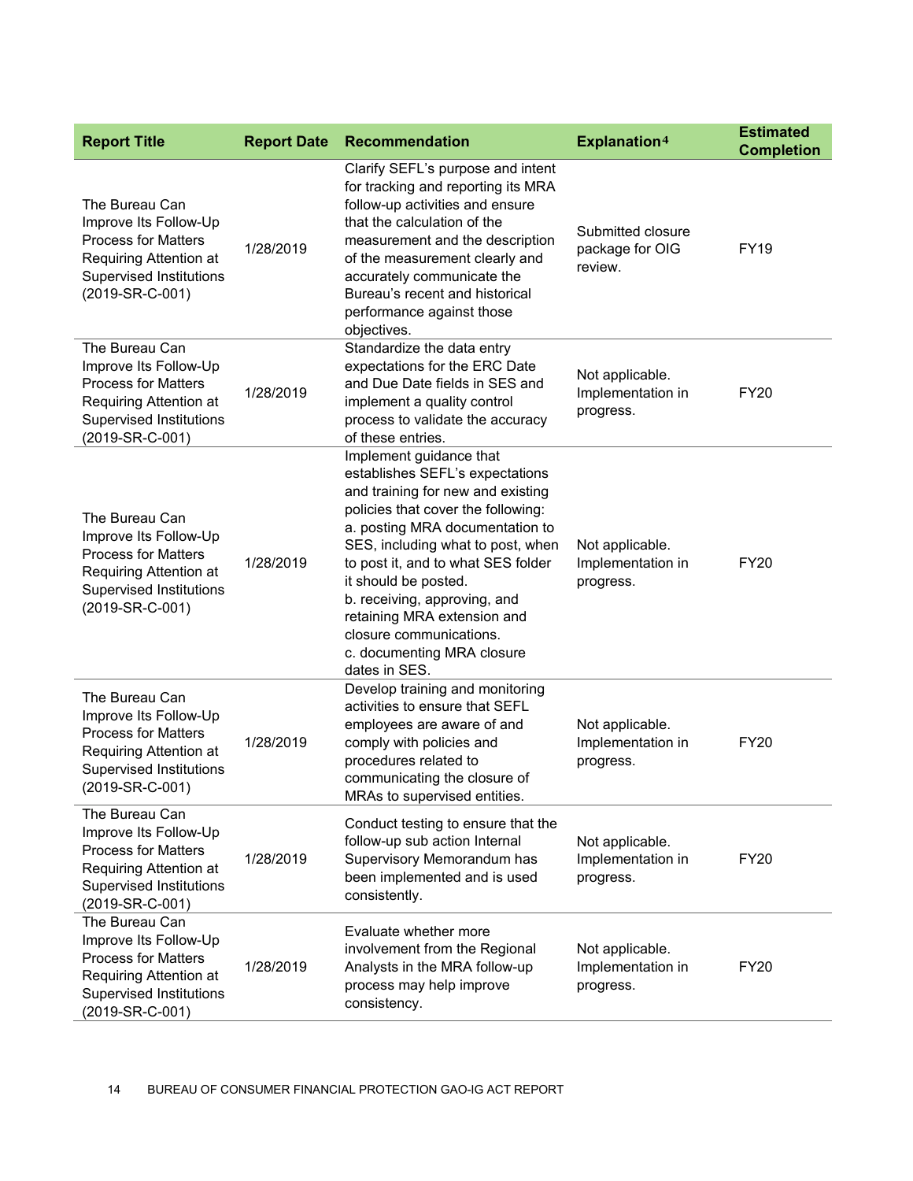| Report Title | Report Date | Recommendation | Explanation[4] | Estimated Completion |
|---|---|---|---|---|
| The Bureau Can Improve Its Follow-Up Process for Matters Requiring Attention at Supervised Institutions (2019-SR-C-001) | 1/28/2019 | Clarify SEFL's purpose and intent for tracking and reporting its MRA follow-up activities and ensure that the calculation of the measurement and the description of the measurement clearly and accurately communicate the Bureau's recent and historical performance against those objectives. | Submitted closure package for OIG review. | FY19 |
| The Bureau Can Improve Its Follow-Up Process for Matters Requiring Attention at Supervised Institutions (2019-SR-C-001) | 1/28/2019 | Standardize the data entry expectations for the ERC Date and Due Date fields in SES and implement a quality control process to validate the accuracy of these entries. | Not applicable. Implementation in progress. | FY20 |
| The Bureau Can Improve Its Follow-Up Process for Matters Requiring Attention at Supervised Institutions (2019-SR-C-001) | 1/28/2019 | Implement guidance that establishes SEFL's expectations and training for new and existing policies that cover the following: a. posting MRA documentation to SES, including what to post, when to post it, and to what SES folder it should be posted. b. receiving, approving, and retaining MRA extension and closure communications. c. documenting MRA closure dates in SES. | Not applicable. Implementation in progress. | FY20 |
| The Bureau Can Improve Its Follow-Up Process for Matters Requiring Attention at Supervised Institutions (2019-SR-C-001) | 1/28/2019 | Develop training and monitoring activities to ensure that SEFL employees are aware of and comply with policies and procedures related to communicating the closure of MRAs to supervised entities. | Not applicable. Implementation in progress. | FY20 |
| The Bureau Can Improve Its Follow-Up Process for Matters Requiring Attention at Supervised Institutions (2019-SR-C-001) | 1/28/2019 | Conduct testing to ensure that the follow-up sub action Internal Supervisory Memorandum has been implemented and is used consistently. | Not applicable. Implementation in progress. | FY20 |
| The Bureau Can Improve Its Follow-Up Process for Matters Requiring Attention at Supervised Institutions (2019-SR-C-001) | 1/28/2019 | Evaluate whether more involvement from the Regional Analysts in the MRA follow-up process may help improve consistency. | Not applicable. Implementation in progress. | FY20 |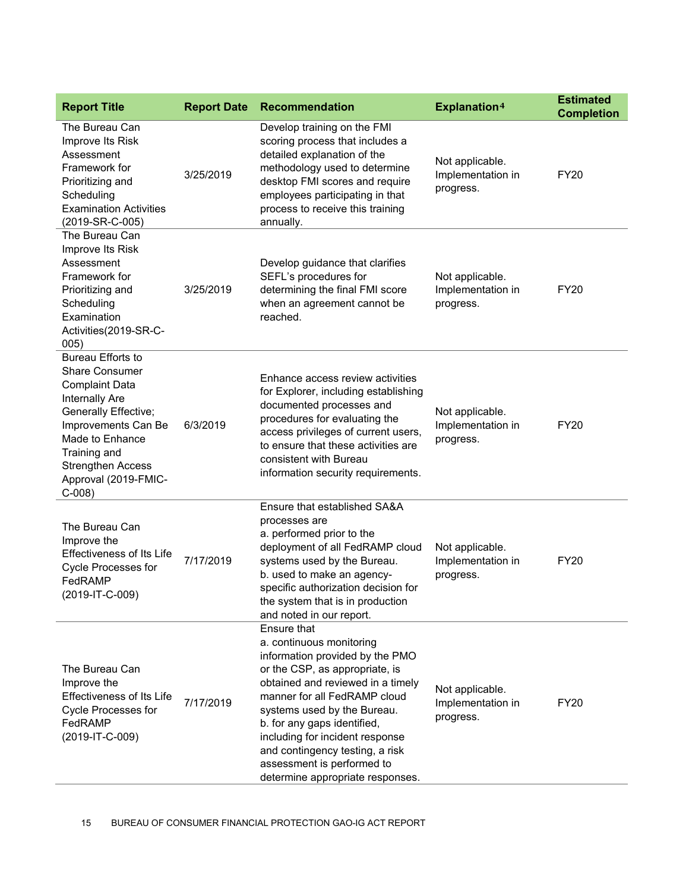| Report Title | Report Date | Recommendation | Explanation[4] | Estimated Completion |
|---|---|---|---|---|
| The Bureau Can Improve Its Risk Assessment Framework for Prioritizing and Scheduling Examination Activities (2019-SR-C-005) | 3/25/2019 | Develop training on the FMI scoring process that includes a detailed explanation of the methodology used to determine desktop FMI scores and require employees participating in that process to receive this training annually. | Not applicable. Implementation in progress. | FY20 |
| The Bureau Can Improve Its Risk Assessment Framework for Prioritizing and Scheduling Examination Activities(2019-SR-C-005) | 3/25/2019 | Develop guidance that clarifies SEFL's procedures for determining the final FMI score when an agreement cannot be reached. | Not applicable. Implementation in progress. | FY20 |
| Bureau Efforts to Share Consumer Complaint Data Internally Are Generally Effective; Improvements Can Be Made to Enhance Training and Strengthen Access Approval (2019-FMIC-C-008) | 6/3/2019 | Enhance access review activities for Explorer, including establishing documented processes and procedures for evaluating the access privileges of current users, to ensure that these activities are consistent with Bureau information security requirements. | Not applicable. Implementation in progress. | FY20 |
| The Bureau Can Improve the Effectiveness of Its Life Cycle Processes for FedRAMP (2019-IT-C-009) | 7/17/2019 | Ensure that established SA&A processes are<br>a. performed prior to the deployment of all FedRAMP cloud systems used by the Bureau.<br>b. used to make an agency-specific authorization decision for the system that is in production and noted in our report. | Not applicable. Implementation in progress. | FY20 |
| The Bureau Can Improve the Effectiveness of Its Life Cycle Processes for FedRAMP (2019-IT-C-009) | 7/17/2019 | Ensure that<br>a. continuous monitoring information provided by the PMO or the CSP, as appropriate, is obtained and reviewed in a timely manner for all FedRAMP cloud systems used by the Bureau.<br>b. for any gaps identified, including for incident response and contingency testing, a risk assessment is performed to determine appropriate responses. | Not applicable. Implementation in progress. | FY20 |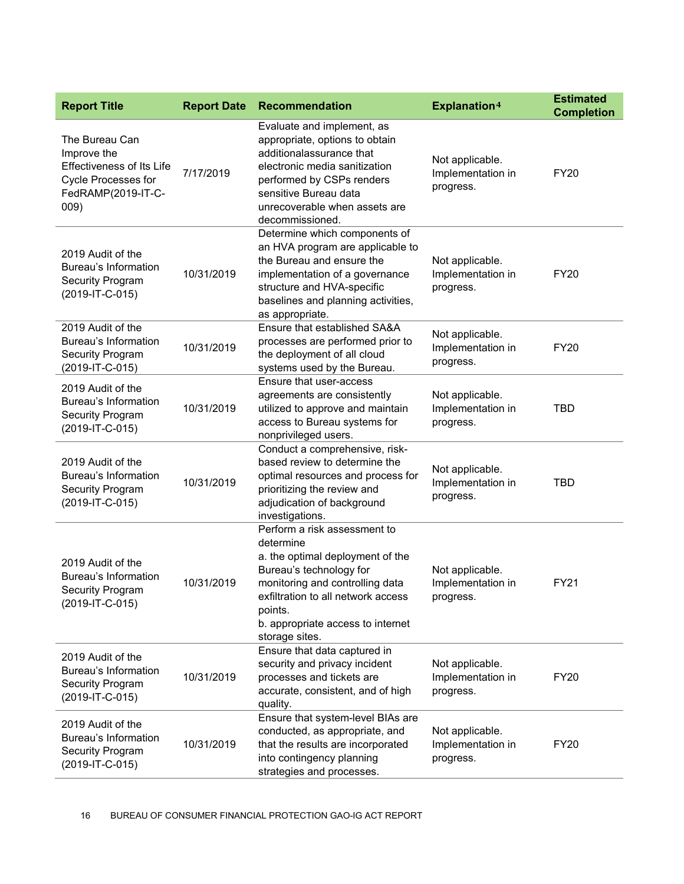| Report Title | Report Date | Recommendation | Explanation[4] | Estimated Completion |
|---|---|---|---|---|
| The Bureau Can Improve the Effectiveness of Its Life Cycle Processes for FedRAMP(2019-IT-C-009) | 7/17/2019 | Evaluate and implement, as appropriate, options to obtain additionalassurance that electronic media sanitization performed by CSPs renders sensitive Bureau data unrecoverable when assets are decommissioned. | Not applicable. Implementation in progress. | FY20 |
| 2019 Audit of the Bureau's Information Security Program (2019-IT-C-015) | 10/31/2019 | Determine which components of an HVA program are applicable to the Bureau and ensure the implementation of a governance structure and HVA-specific baselines and planning activities, as appropriate. | Not applicable. Implementation in progress. | FY20 |
| 2019 Audit of the Bureau's Information Security Program (2019-IT-C-015) | 10/31/2019 | Ensure that established SA&A processes are performed prior to the deployment of all cloud systems used by the Bureau. | Not applicable. Implementation in progress. | FY20 |
| 2019 Audit of the Bureau's Information Security Program (2019-IT-C-015) | 10/31/2019 | Ensure that user-access agreements are consistently utilized to approve and maintain access to Bureau systems for nonprivileged users. | Not applicable. Implementation in progress. | TBD |
| 2019 Audit of the Bureau's Information Security Program (2019-IT-C-015) | 10/31/2019 | Conduct a comprehensive, risk-based review to determine the optimal resources and process for prioritizing the review and adjudication of background investigations. | Not applicable. Implementation in progress. | TBD |
| 2019 Audit of the Bureau's Information Security Program (2019-IT-C-015) | 10/31/2019 | Perform a risk assessment to determine<br>a. the optimal deployment of the Bureau's technology for monitoring and controlling data exfiltration to all network access points.<br>b. appropriate access to internet storage sites. | Not applicable. Implementation in progress. | FY21 |
| 2019 Audit of the Bureau's Information Security Program (2019-IT-C-015) | 10/31/2019 | Ensure that data captured in security and privacy incident processes and tickets are accurate, consistent, and of high quality. | Not applicable. Implementation in progress. | FY20 |
| 2019 Audit of the Bureau's Information Security Program (2019-IT-C-015) | 10/31/2019 | Ensure that system-level BIAs are conducted, as appropriate, and that the results are incorporated into contingency planning strategies and processes. | Not applicable. Implementation in progress. | FY20 |